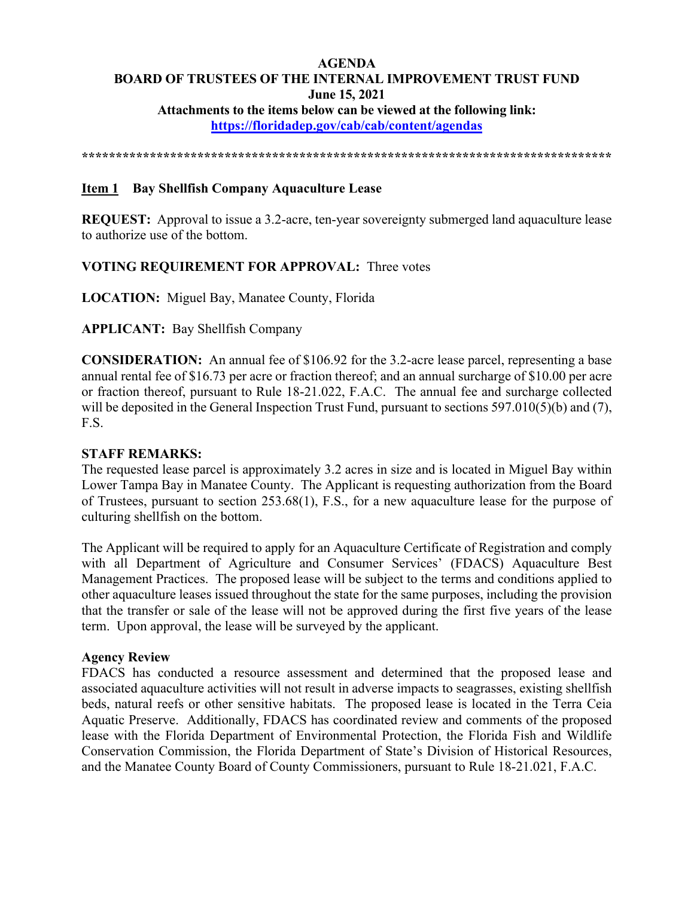**AGENDA**
**BOARD OF TRUSTEES OF THE INTERNAL IMPROVEMENT TRUST FUND**
**June 15, 2021**
**Attachments to the items below can be viewed at the following link:**
**[https://floridadep.gov/cab/cab/content/agendas](https://floridadep.gov/cab/cab/content/agendas)**

******************************************************************************

## Item 1 Bay Shellfish Company Aquaculture Lease

**REQUEST:** Approval to issue a 3.2-acre, ten-year sovereignty submerged land aquaculture lease to authorize use of the bottom.

**VOTING REQUIREMENT FOR APPROVAL:** Three votes

**LOCATION:** Miguel Bay, Manatee County, Florida

**APPLICANT:** Bay Shellfish Company

**CONSIDERATION:** An annual fee of $106.92 for the 3.2-acre lease parcel, representing a base annual rental fee of $16.73 per acre or fraction thereof; and an annual surcharge of $10.00 per acre or fraction thereof, pursuant to Rule 18-21.022, F.A.C. The annual fee and surcharge collected will be deposited in the General Inspection Trust Fund, pursuant to sections 597.010(5)(b) and (7), F.S.

**STAFF REMARKS:**
The requested lease parcel is approximately 3.2 acres in size and is located in Miguel Bay within Lower Tampa Bay in Manatee County. The Applicant is requesting authorization from the Board of Trustees, pursuant to section 253.68(1), F.S., for a new aquaculture lease for the purpose of culturing shellfish on the bottom.

The Applicant will be required to apply for an Aquaculture Certificate of Registration and comply with all Department of Agriculture and Consumer Services' (FDACS) Aquaculture Best Management Practices. The proposed lease will be subject to the terms and conditions applied to other aquaculture leases issued throughout the state for the same purposes, including the provision that the transfer or sale of the lease will not be approved during the first five years of the lease term. Upon approval, the lease will be surveyed by the applicant.

**Agency Review**
FDACS has conducted a resource assessment and determined that the proposed lease and associated aquaculture activities will not result in adverse impacts to seagrasses, existing shellfish beds, natural reefs or other sensitive habitats. The proposed lease is located in the Terra Ceia Aquatic Preserve. Additionally, FDACS has coordinated review and comments of the proposed lease with the Florida Department of Environmental Protection, the Florida Fish and Wildlife Conservation Commission, the Florida Department of State's Division of Historical Resources, and the Manatee County Board of County Commissioners, pursuant to Rule 18-21.021, F.A.C.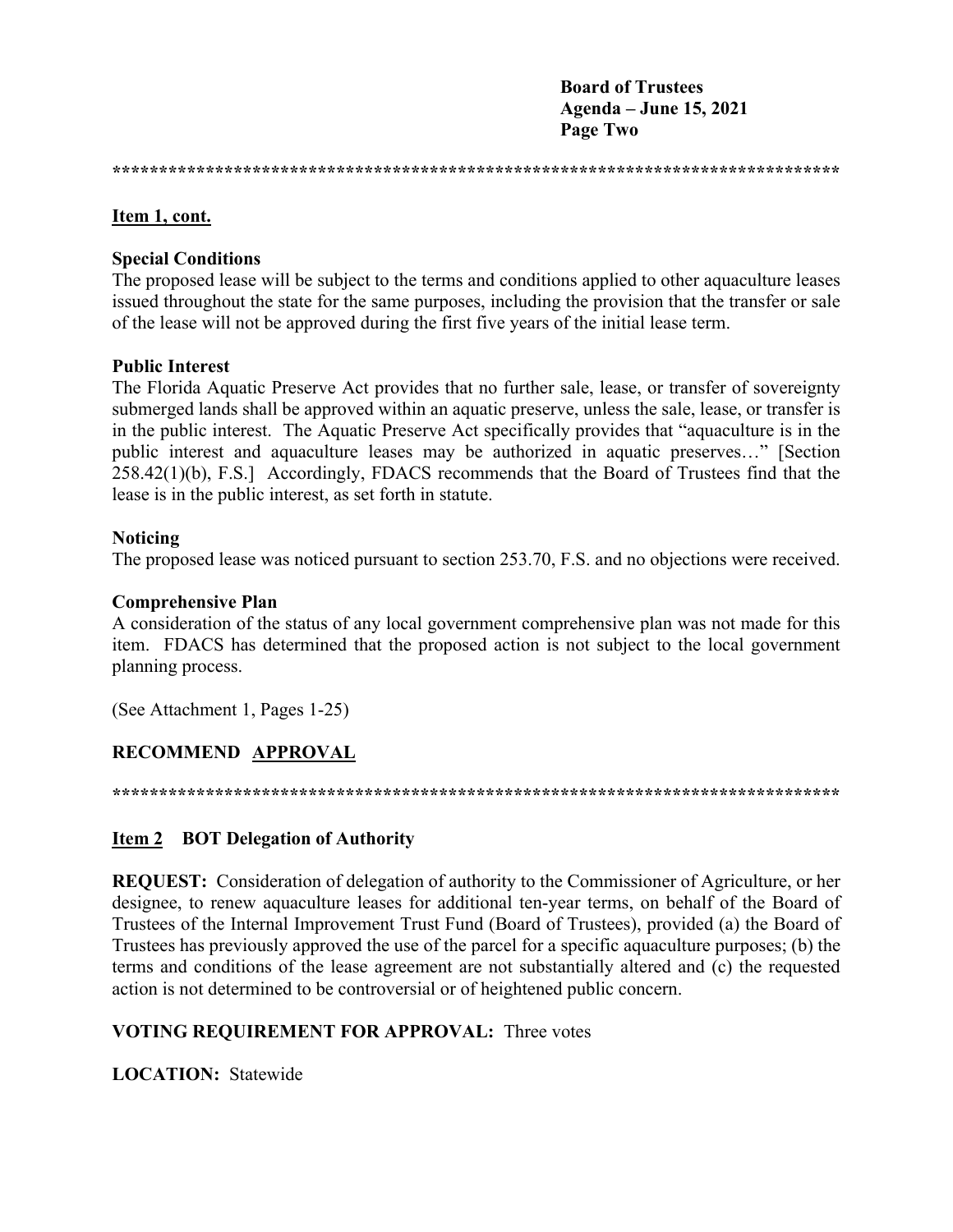**************************************************************************

**Item 1, cont.**

**Special Conditions**
The proposed lease will be subject to the terms and conditions applied to other aquaculture leases issued throughout the state for the same purposes, including the provision that the transfer or sale of the lease will not be approved during the first five years of the initial lease term.

**Public Interest**
The Florida Aquatic Preserve Act provides that no further sale, lease, or transfer of sovereignty submerged lands shall be approved within an aquatic preserve, unless the sale, lease, or transfer is in the public interest. The Aquatic Preserve Act specifically provides that "aquaculture is in the public interest and aquaculture leases may be authorized in aquatic preserves…" [Section 258.42(1)(b), F.S.] Accordingly, FDACS recommends that the Board of Trustees find that the lease is in the public interest, as set forth in statute.

**Noticing**
The proposed lease was noticed pursuant to section 253.70, F.S. and no objections were received.

**Comprehensive Plan**
A consideration of the status of any local government comprehensive plan was not made for this item. FDACS has determined that the proposed action is not subject to the local government planning process.

(See Attachment 1, Pages 1-25)

**RECOMMEND APPROVAL**

**************************************************************************

**Item 2 BOT Delegation of Authority**

**REQUEST:** Consideration of delegation of authority to the Commissioner of Agriculture, or her designee, to renew aquaculture leases for additional ten-year terms, on behalf of the Board of Trustees of the Internal Improvement Trust Fund (Board of Trustees), provided (a) the Board of Trustees has previously approved the use of the parcel for a specific aquaculture purposes; (b) the terms and conditions of the lease agreement are not substantially altered and (c) the requested action is not determined to be controversial or of heightened public concern.

**VOTING REQUIREMENT FOR APPROVAL:** Three votes

**LOCATION:** Statewide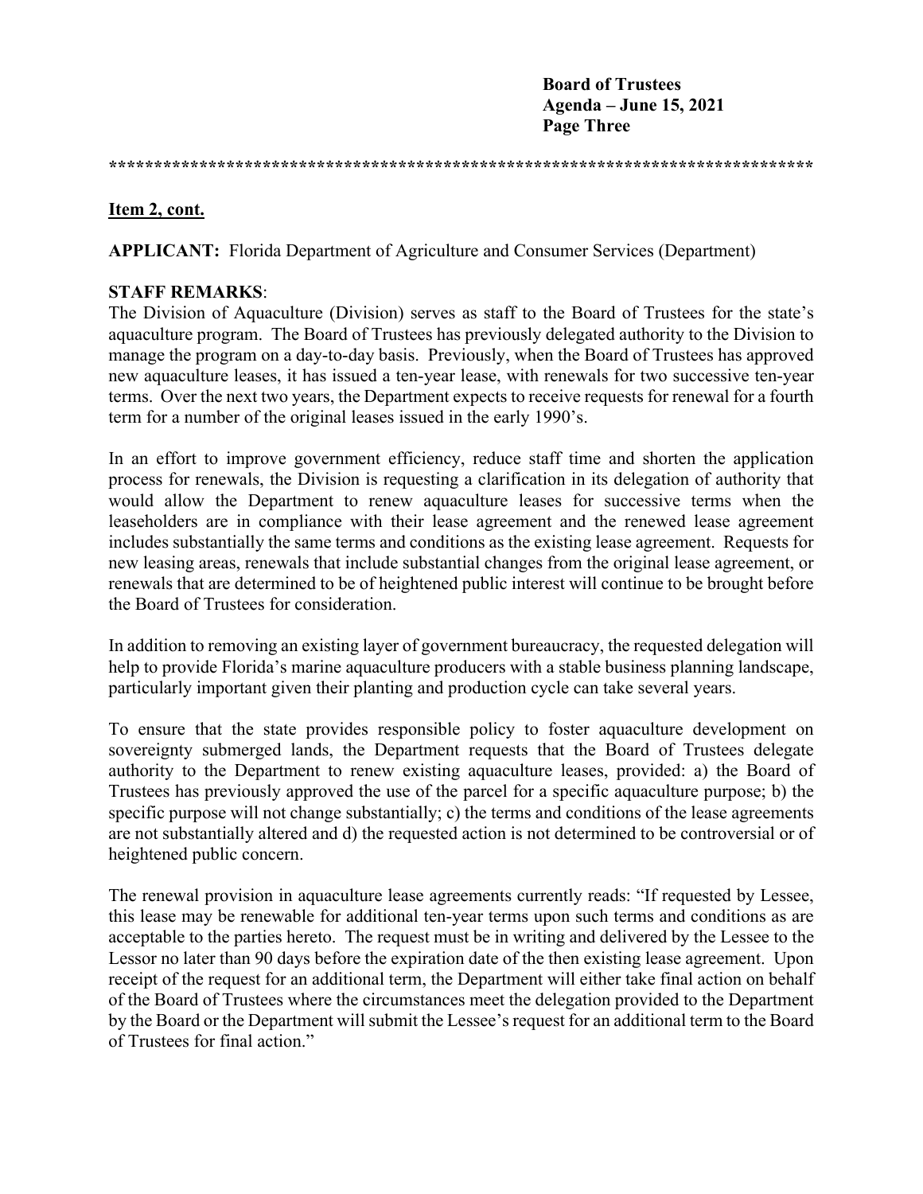**Item 2, cont.**

**APPLICANT:** Florida Department of Agriculture and Consumer Services (Department)

**STAFF REMARKS**:

The Division of Aquaculture (Division) serves as staff to the Board of Trustees for the state's aquaculture program. The Board of Trustees has previously delegated authority to the Division to manage the program on a day-to-day basis. Previously, when the Board of Trustees has approved new aquaculture leases, it has issued a ten-year lease, with renewals for two successive ten-year terms. Over the next two years, the Department expects to receive requests for renewal for a fourth term for a number of the original leases issued in the early 1990's.

In an effort to improve government efficiency, reduce staff time and shorten the application process for renewals, the Division is requesting a clarification in its delegation of authority that would allow the Department to renew aquaculture leases for successive terms when the leaseholders are in compliance with their lease agreement and the renewed lease agreement includes substantially the same terms and conditions as the existing lease agreement. Requests for new leasing areas, renewals that include substantial changes from the original lease agreement, or renewals that are determined to be of heightened public interest will continue to be brought before the Board of Trustees for consideration.

In addition to removing an existing layer of government bureaucracy, the requested delegation will help to provide Florida's marine aquaculture producers with a stable business planning landscape, particularly important given their planting and production cycle can take several years.

To ensure that the state provides responsible policy to foster aquaculture development on sovereignty submerged lands, the Department requests that the Board of Trustees delegate authority to the Department to renew existing aquaculture leases, provided: a) the Board of Trustees has previously approved the use of the parcel for a specific aquaculture purpose; b) the specific purpose will not change substantially; c) the terms and conditions of the lease agreements are not substantially altered and d) the requested action is not determined to be controversial or of heightened public concern.

The renewal provision in aquaculture lease agreements currently reads: "If requested by Lessee, this lease may be renewable for additional ten-year terms upon such terms and conditions as are acceptable to the parties hereto. The request must be in writing and delivered by the Lessee to the Lessor no later than 90 days before the expiration date of the then existing lease agreement. Upon receipt of the request for an additional term, the Department will either take final action on behalf of the Board of Trustees where the circumstances meet the delegation provided to the Department by the Board or the Department will submit the Lessee's request for an additional term to the Board of Trustees for final action."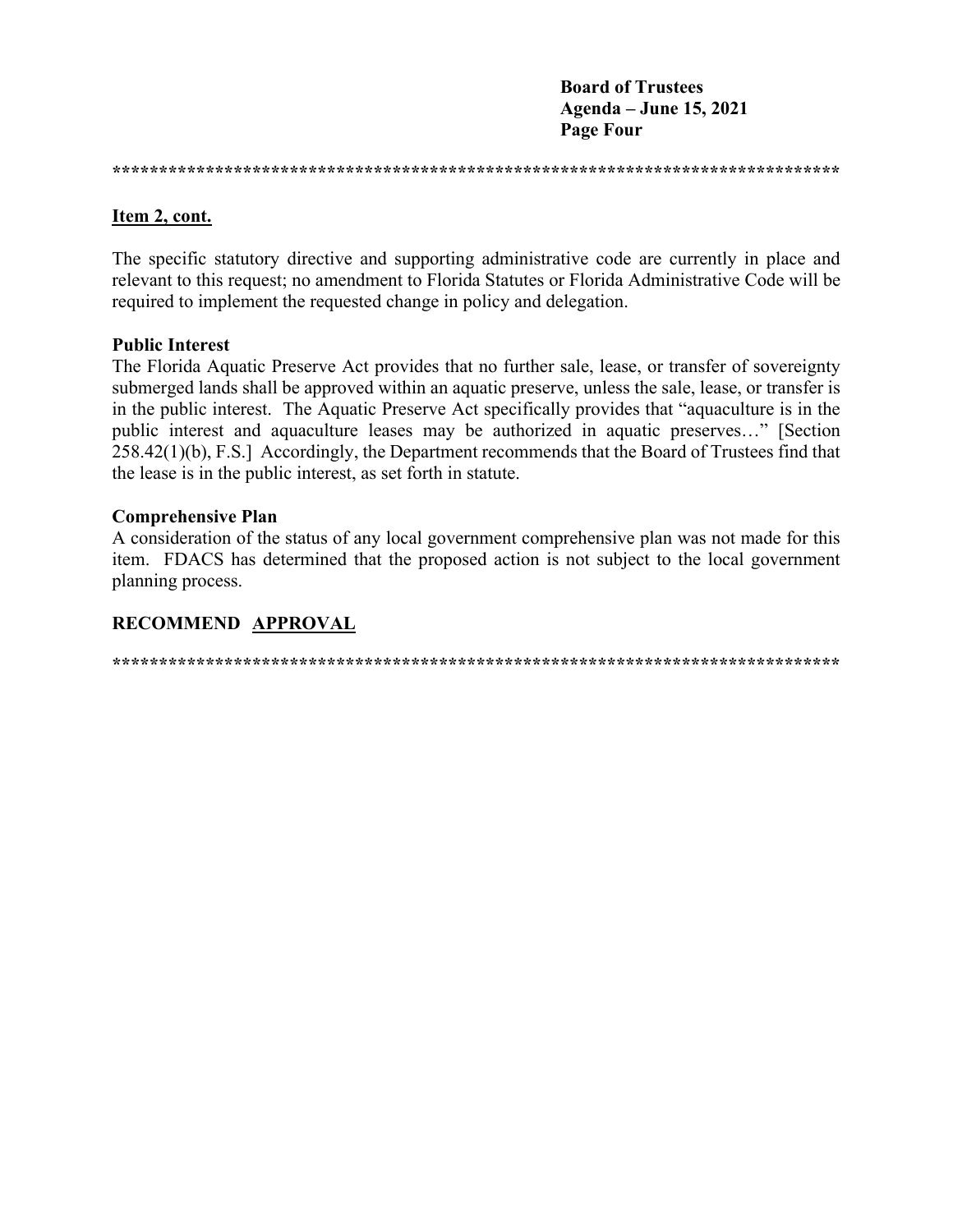***

**Item 2, cont.**

The specific statutory directive and supporting administrative code are currently in place and relevant to this request; no amendment to Florida Statutes or Florida Administrative Code will be required to implement the requested change in policy and delegation.

**Public Interest**

The Florida Aquatic Preserve Act provides that no further sale, lease, or transfer of sovereignty submerged lands shall be approved within an aquatic preserve, unless the sale, lease, or transfer is in the public interest. The Aquatic Preserve Act specifically provides that "aquaculture is in the public interest and aquaculture leases may be authorized in aquatic preserves…" [Section 258.42(1)(b), F.S.] Accordingly, the Department recommends that the Board of Trustees find that the lease is in the public interest, as set forth in statute.

**Comprehensive Plan**

A consideration of the status of any local government comprehensive plan was not made for this item. FDACS has determined that the proposed action is not subject to the local government planning process.

**RECOMMEND <u>APPROVAL</u>**

***